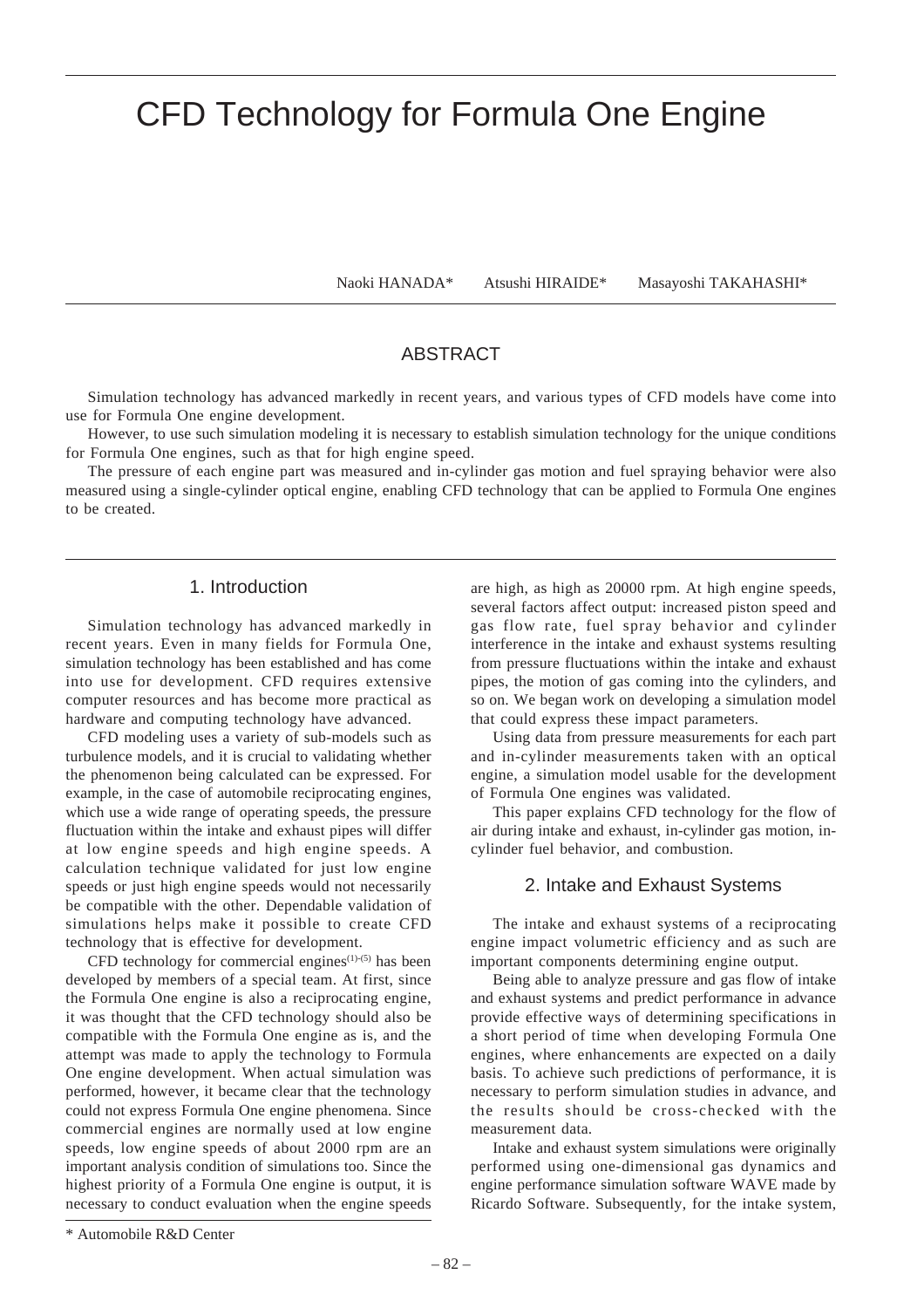# CFD Technology for Formula One Engine

Naoki HANADA* Atsushi HIRAIDE* Masayoshi TAKAHASHI*

## ABSTRACT

Simulation technology has advanced markedly in recent years, and various types of CFD models have come into use for Formula One engine development.

However, to use such simulation modeling it is necessary to establish simulation technology for the unique conditions for Formula One engines, such as that for high engine speed.

The pressure of each engine part was measured and in-cylinder gas motion and fuel spraying behavior were also measured using a single-cylinder optical engine, enabling CFD technology that can be applied to Formula One engines to be created.

## 1. Introduction

Simulation technology has advanced markedly in recent years. Even in many fields for Formula One, simulation technology has been established and has come into use for development. CFD requires extensive computer resources and has become more practical as hardware and computing technology have advanced.

CFD modeling uses a variety of sub-models such as turbulence models, and it is crucial to validating whether the phenomenon being calculated can be expressed. For example, in the case of automobile reciprocating engines, which use a wide range of operating speeds, the pressure fluctuation within the intake and exhaust pipes will differ at low engine speeds and high engine speeds. A calculation technique validated for just low engine speeds or just high engine speeds would not necessarily be compatible with the other. Dependable validation of simulations helps make it possible to create CFD technology that is effective for development.

CFD technology for commercial engines[(1)-(5)] has been developed by members of a special team. At first, since the Formula One engine is also a reciprocating engine, it was thought that the CFD technology should also be compatible with the Formula One engine as is, and the attempt was made to apply the technology to Formula One engine development. When actual simulation was performed, however, it became clear that the technology could not express Formula One engine phenomena. Since commercial engines are normally used at low engine speeds, low engine speeds of about 2000 rpm are an important analysis condition of simulations too. Since the highest priority of a Formula One engine is output, it is necessary to conduct evaluation when the engine speeds are high, as high as 20000 rpm. At high engine speeds, several factors affect output: increased piston speed and gas flow rate, fuel spray behavior and cylinder interference in the intake and exhaust systems resulting from pressure fluctuations within the intake and exhaust pipes, the motion of gas coming into the cylinders, and so on. We began work on developing a simulation model that could express these impact parameters.

Using data from pressure measurements for each part and in-cylinder measurements taken with an optical engine, a simulation model usable for the development of Formula One engines was validated.

This paper explains CFD technology for the flow of air during intake and exhaust, in-cylinder gas motion, in-cylinder fuel behavior, and combustion.

## 2. Intake and Exhaust Systems

The intake and exhaust systems of a reciprocating engine impact volumetric efficiency and as such are important components determining engine output.

Being able to analyze pressure and gas flow of intake and exhaust systems and predict performance in advance provide effective ways of determining specifications in a short period of time when developing Formula One engines, where enhancements are expected on a daily basis. To achieve such predictions of performance, it is necessary to perform simulation studies in advance, and the results should be cross-checked with the measurement data.

Intake and exhaust system simulations were originally performed using one-dimensional gas dynamics and engine performance simulation software WAVE made by Ricardo Software. Subsequently, for the intake system,

\* Automobile R&D Center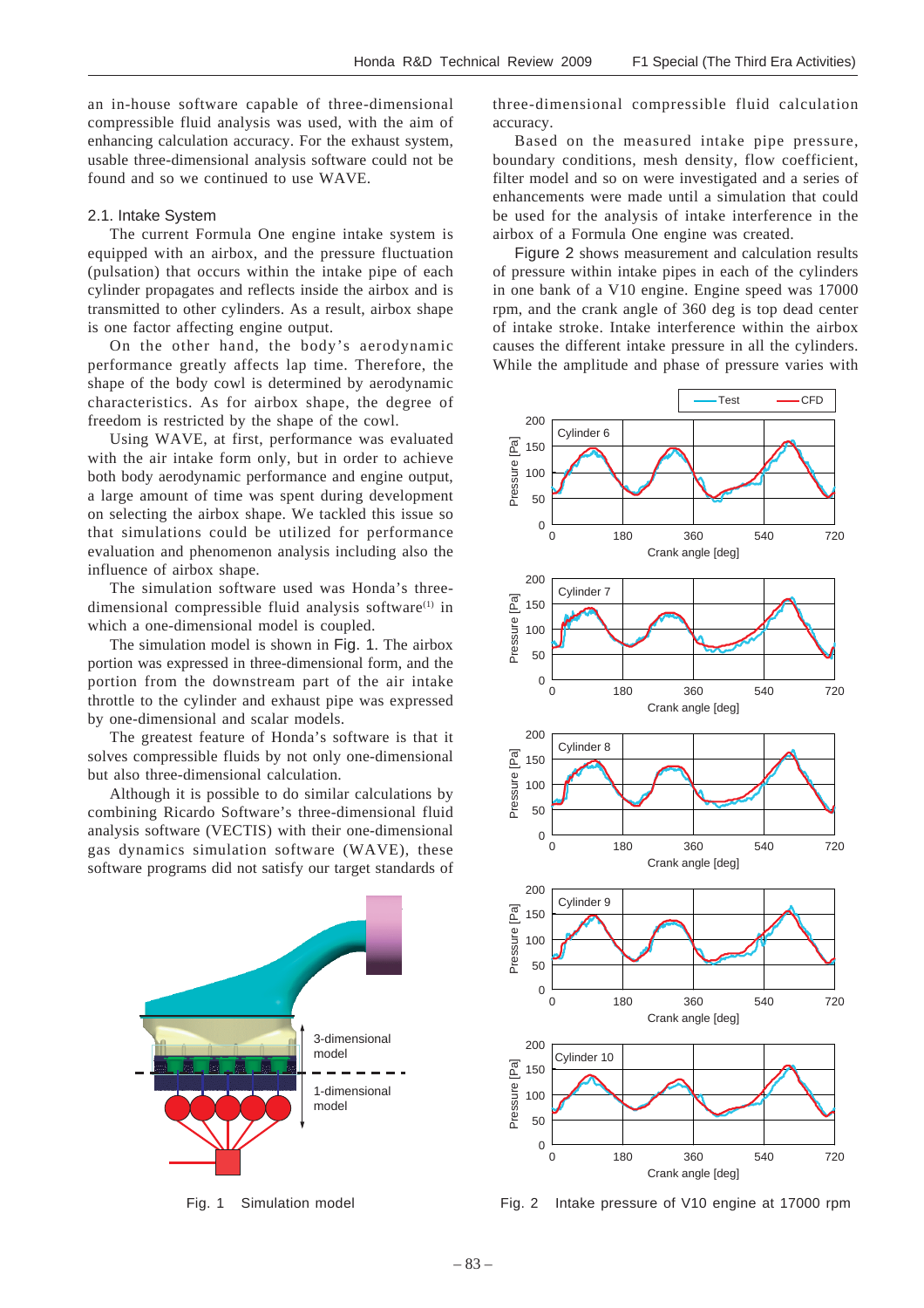an in-house software capable of three-dimensional compressible fluid analysis was used, with the aim of enhancing calculation accuracy. For the exhaust system, usable three-dimensional analysis software could not be found and so we continued to use WAVE.

### 2.1. Intake System

The current Formula One engine intake system is equipped with an airbox, and the pressure fluctuation (pulsation) that occurs within the intake pipe of each cylinder propagates and reflects inside the airbox and is transmitted to other cylinders. As a result, airbox shape is one factor affecting engine output.

On the other hand, the body's aerodynamic performance greatly affects lap time. Therefore, the shape of the body cowl is determined by aerodynamic characteristics. As for airbox shape, the degree of freedom is restricted by the shape of the cowl.

Using WAVE, at first, performance was evaluated with the air intake form only, but in order to achieve both body aerodynamic performance and engine output, a large amount of time was spent during development on selecting the airbox shape. We tackled this issue so that simulations could be utilized for performance evaluation and phenomenon analysis including also the influence of airbox shape.

The simulation software used was Honda's three-dimensional compressible fluid analysis software[1] in which a one-dimensional model is coupled.

The simulation model is shown in Fig. 1. The airbox portion was expressed in three-dimensional form, and the portion from the downstream part of the air intake throttle to the cylinder and exhaust pipe was expressed by one-dimensional and scalar models.

The greatest feature of Honda's software is that it solves compressible fluids by not only one-dimensional but also three-dimensional calculation.

Although it is possible to do similar calculations by combining Ricardo Software's three-dimensional fluid analysis software (VECTIS) with their one-dimensional gas dynamics simulation software (WAVE), these software programs did not satisfy our target standards of three-dimensional compressible fluid calculation accuracy.

Based on the measured intake pipe pressure, boundary conditions, mesh density, flow coefficient, filter model and so on were investigated and a series of enhancements were made until a simulation that could be used for the analysis of intake interference in the airbox of a Formula One engine was created.

Figure 2 shows measurement and calculation results of pressure within intake pipes in each of the cylinders in one bank of a V10 engine. Engine speed was 17000 rpm, and the crank angle of 360 deg is top dead center of intake stroke. Intake interference within the airbox causes the different intake pressure in all the cylinders. While the amplitude and phase of pressure varies with

Fig. 1 Simulation model

Fig. 2 Intake pressure of V10 engine at 17000 rpm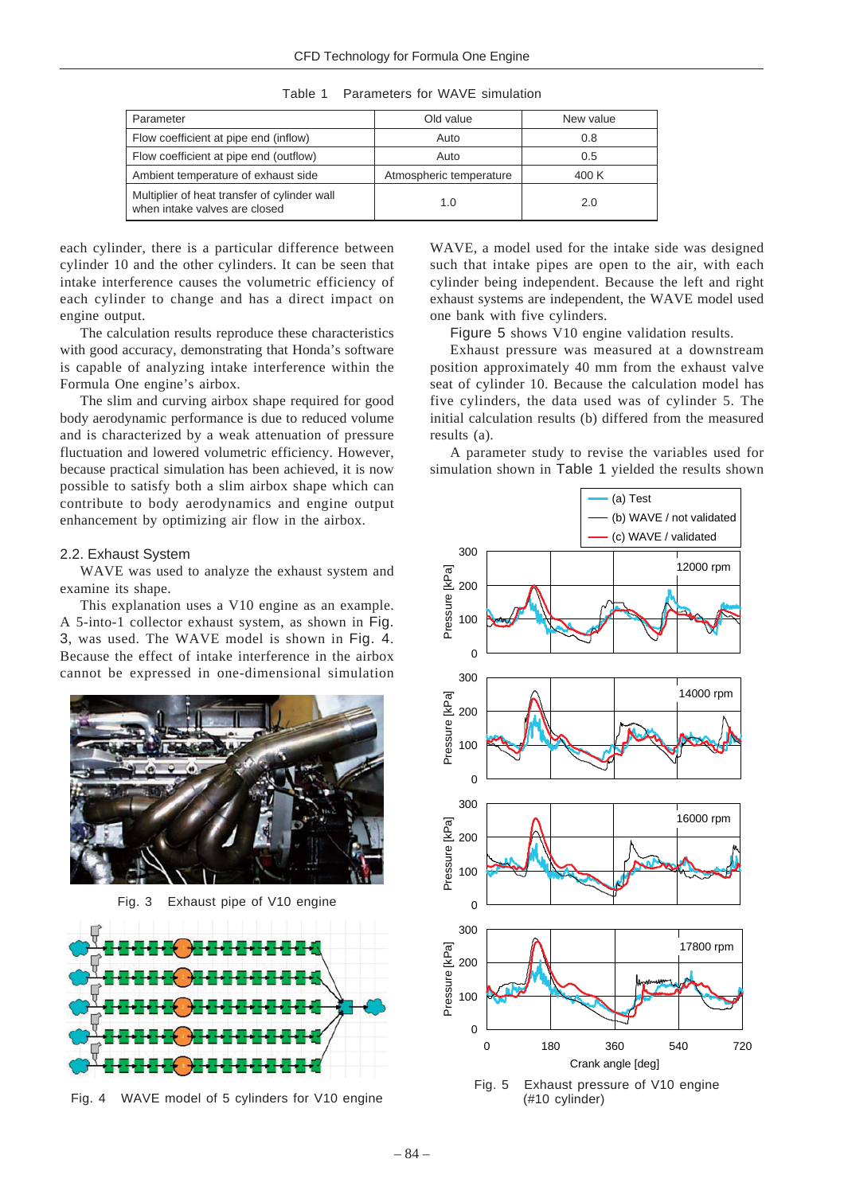Table 1 Parameters for WAVE simulation

| Parameter | Old value | New value |
|---|---|---|
| Flow coefficient at pipe end (inflow) | Auto | 0.8 |
| Flow coefficient at pipe end (outflow) | Auto | 0.5 |
| Ambient temperature of exhaust side | Atmospheric temperature | 400 K |
| Multiplier of heat transfer of cylinder wall when intake valves are closed | 1.0 | 2.0 |

each cylinder, there is a particular difference between cylinder 10 and the other cylinders. It can be seen that intake interference causes the volumetric efficiency of each cylinder to change and has a direct impact on engine output.

The calculation results reproduce these characteristics with good accuracy, demonstrating that Honda's software is capable of analyzing intake interference within the Formula One engine's airbox.

The slim and curving airbox shape required for good body aerodynamic performance is due to reduced volume and is characterized by a weak attenuation of pressure fluctuation and lowered volumetric efficiency. However, because practical simulation has been achieved, it is now possible to satisfy both a slim airbox shape which can contribute to body aerodynamics and engine output enhancement by optimizing air flow in the airbox.

## 2.2. Exhaust System

WAVE was used to analyze the exhaust system and examine its shape.

This explanation uses a V10 engine as an example. A 5-into-1 collector exhaust system, as shown in Fig. 3, was used. The WAVE model is shown in Fig. 4. Because the effect of intake interference in the airbox cannot be expressed in one-dimensional simulation WAVE, a model used for the intake side was designed such that intake pipes are open to the air, with each cylinder being independent. Because the left and right exhaust systems are independent, the WAVE model used one bank with five cylinders.

Fig. 3 Exhaust pipe of V10 engine

Fig. 4 WAVE model of 5 cylinders for V10 engine

Figure 5 shows V10 engine validation results.

Exhaust pressure was measured at a downstream position approximately 40 mm from the exhaust valve seat of cylinder 10. Because the calculation model has five cylinders, the data used was of cylinder 5. The initial calculation results (b) differed from the measured results (a).

A parameter study to revise the variables used for simulation shown in Table 1 yielded the results shown

Fig. 5 Exhaust pressure of V10 engine (#10 cylinder)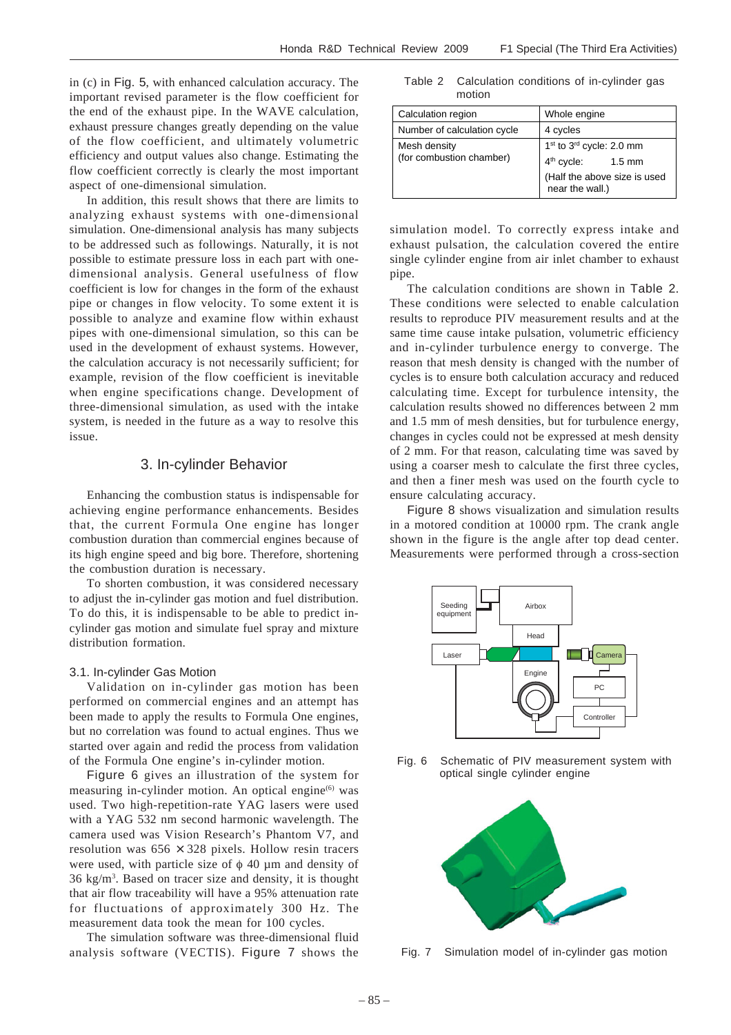in (c) in Fig. 5, with enhanced calculation accuracy. The important revised parameter is the flow coefficient for the end of the exhaust pipe. In the WAVE calculation, exhaust pressure changes greatly depending on the value of the flow coefficient, and ultimately volumetric efficiency and output values also change. Estimating the flow coefficient correctly is clearly the most important aspect of one-dimensional simulation.

In addition, this result shows that there are limits to analyzing exhaust systems with one-dimensional simulation. One-dimensional analysis has many subjects to be addressed such as followings. Naturally, it is not possible to estimate pressure loss in each part with one-dimensional analysis. General usefulness of flow coefficient is low for changes in the form of the exhaust pipe or changes in flow velocity. To some extent it is possible to analyze and examine flow within exhaust pipes with one-dimensional simulation, so this can be used in the development of exhaust systems. However, the calculation accuracy is not necessarily sufficient; for example, revision of the flow coefficient is inevitable when engine specifications change. Development of three-dimensional simulation, as used with the intake system, is needed in the future as a way to resolve this issue.

## 3. In-cylinder Behavior

Enhancing the combustion status is indispensable for achieving engine performance enhancements. Besides that, the current Formula One engine has longer combustion duration than commercial engines because of its high engine speed and big bore. Therefore, shortening the combustion duration is necessary.

To shorten combustion, it was considered necessary to adjust the in-cylinder gas motion and fuel distribution. To do this, it is indispensable to be able to predict in-cylinder gas motion and simulate fuel spray and mixture distribution formation.

### 3.1. In-cylinder Gas Motion

Validation on in-cylinder gas motion has been performed on commercial engines and an attempt has been made to apply the results to Formula One engines, but no correlation was found to actual engines. Thus we started over again and redid the process from validation of the Formula One engine's in-cylinder motion.

Figure 6 gives an illustration of the system for measuring in-cylinder motion. An optical engine[6] was used. Two high-repetition-rate YAG lasers were used with a YAG 532 nm second harmonic wavelength. The camera used was Vision Research's Phantom V7, and resolution was $656 \times 328$ pixels. Hollow resin tracers were used, with particle size of $\phi$ 40 µm and density of 36 kg/m$^3$. Based on tracer size and density, it is thought that air flow traceability will have a 95% attenuation rate for fluctuations of approximately 300 Hz. The measurement data took the mean for 100 cycles.

The simulation software was three-dimensional fluid analysis software (VECTIS). Figure 7 shows the simulation model. To correctly express intake and exhaust pulsation, the calculation covered the entire single cylinder engine from air inlet chamber to exhaust pipe.

Table 2 Calculation conditions of in-cylinder gas motion

| Calculation region | Whole engine |
|---|---|
| Number of calculation cycle | 4 cycles |
| Mesh density (for combustion chamber) | 1st to 3rd cycle: 2.0 mm<br>4th cycle: 1.5 mm<br>(Half the above size is used near the wall.) |

The calculation conditions are shown in Table 2. These conditions were selected to enable calculation results to reproduce PIV measurement results and at the same time cause intake pulsation, volumetric efficiency and in-cylinder turbulence energy to converge. The reason that mesh density is changed with the number of cycles is to ensure both calculation accuracy and reduced calculating time. Except for turbulence intensity, the calculation results showed no differences between 2 mm and 1.5 mm of mesh densities, but for turbulence energy, changes in cycles could not be expressed at mesh density of 2 mm. For that reason, calculating time was saved by using a coarser mesh to calculate the first three cycles, and then a finer mesh was used on the fourth cycle to ensure calculating accuracy.

Figure 8 shows visualization and simulation results in a motored condition at 10000 rpm. The crank angle shown in the figure is the angle after top dead center. Measurements were performed through a cross-section

Fig. 6 Schematic of PIV measurement system with optical single cylinder engine

Fig. 7 Simulation model of in-cylinder gas motion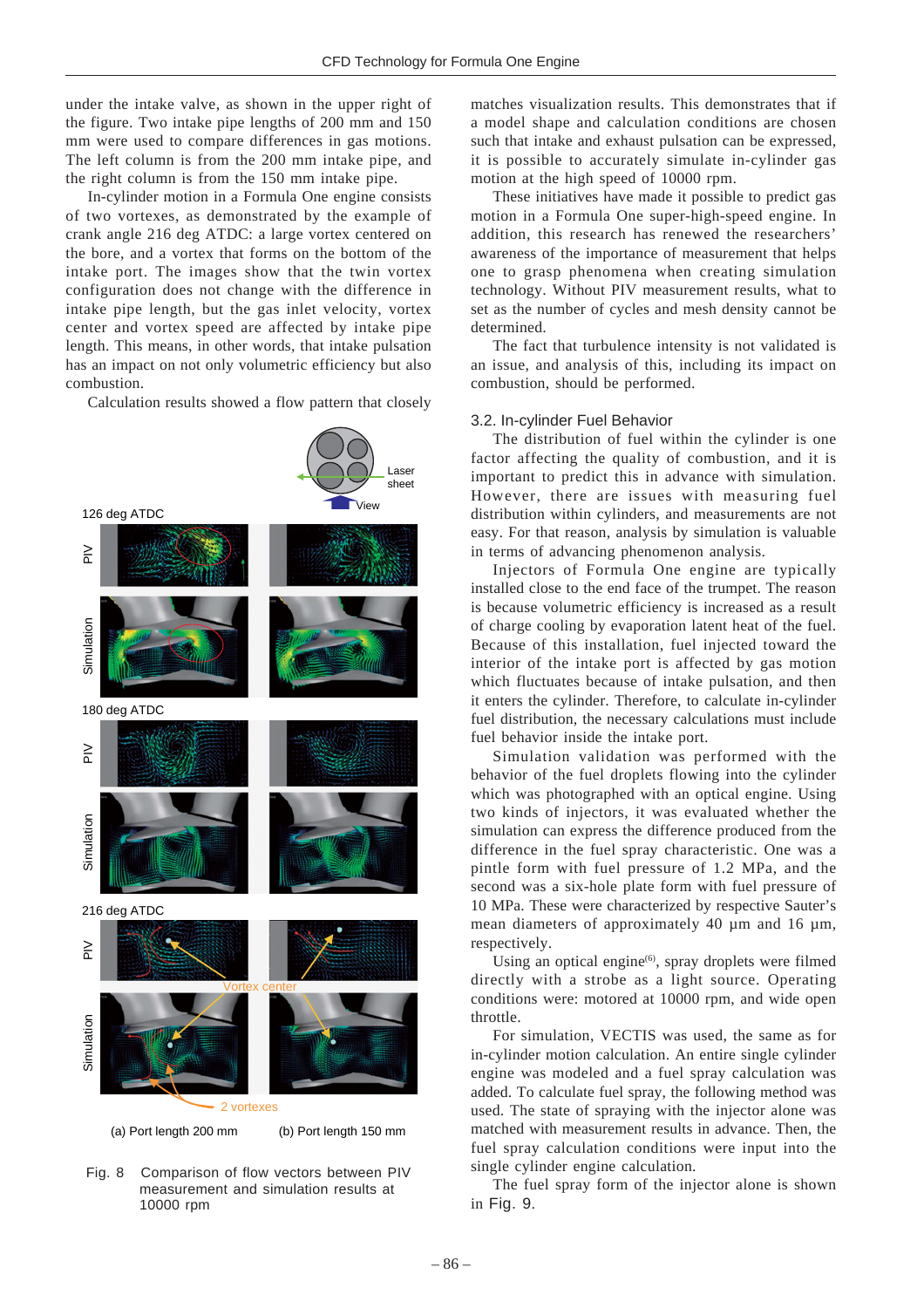under the intake valve, as shown in the upper right of the figure. Two intake pipe lengths of 200 mm and 150 mm were used to compare differences in gas motions. The left column is from the 200 mm intake pipe, and the right column is from the 150 mm intake pipe.

In-cylinder motion in a Formula One engine consists of two vortexes, as demonstrated by the example of crank angle 216 deg ATDC: a large vortex centered on the bore, and a vortex that forms on the bottom of the intake port. The images show that the twin vortex configuration does not change with the difference in intake pipe length, but the gas inlet velocity, vortex center and vortex speed are affected by intake pipe length. This means, in other words, that intake pulsation has an impact on not only volumetric efficiency but also combustion.

Calculation results showed a flow pattern that closely matches visualization results. This demonstrates that if a model shape and calculation conditions are chosen such that intake and exhaust pulsation can be expressed, it is possible to accurately simulate in-cylinder gas motion at the high speed of 10000 rpm.

These initiatives have made it possible to predict gas motion in a Formula One super-high-speed engine. In addition, this research has renewed the researchers' awareness of the importance of measurement that helps one to grasp phenomena when creating simulation technology. Without PIV measurement results, what to set as the number of cycles and mesh density cannot be determined.

The fact that turbulence intensity is not validated is an issue, and analysis of this, including its impact on combustion, should be performed.

Fig. 8 Comparison of flow vectors between PIV measurement and simulation results at 10000 rpm

### 3.2. In-cylinder Fuel Behavior

The distribution of fuel within the cylinder is one factor affecting the quality of combustion, and it is important to predict this in advance with simulation. However, there are issues with measuring fuel distribution within cylinders, and measurements are not easy. For that reason, analysis by simulation is valuable in terms of advancing phenomenon analysis.

Injectors of Formula One engine are typically installed close to the end face of the trumpet. The reason is because volumetric efficiency is increased as a result of charge cooling by evaporation latent heat of the fuel. Because of this installation, fuel injected toward the interior of the intake port is affected by gas motion which fluctuates because of intake pulsation, and then it enters the cylinder. Therefore, to calculate in-cylinder fuel distribution, the necessary calculations must include fuel behavior inside the intake port.

Simulation validation was performed with the behavior of the fuel droplets flowing into the cylinder which was photographed with an optical engine. Using two kinds of injectors, it was evaluated whether the simulation can express the difference produced from the difference in the fuel spray characteristic. One was a pintle form with fuel pressure of 1.2 MPa, and the second was a six-hole plate form with fuel pressure of 10 MPa. These were characterized by respective Sauter's mean diameters of approximately 40 µm and 16 µm, respectively.

Using an optical engine[(6)], spray droplets were filmed directly with a strobe as a light source. Operating conditions were: motored at 10000 rpm, and wide open throttle.

For simulation, VECTIS was used, the same as for in-cylinder motion calculation. An entire single cylinder engine was modeled and a fuel spray calculation was added. To calculate fuel spray, the following method was used. The state of spraying with the injector alone was matched with measurement results in advance. Then, the fuel spray calculation conditions were input into the single cylinder engine calculation.

The fuel spray form of the injector alone is shown in Fig. 9.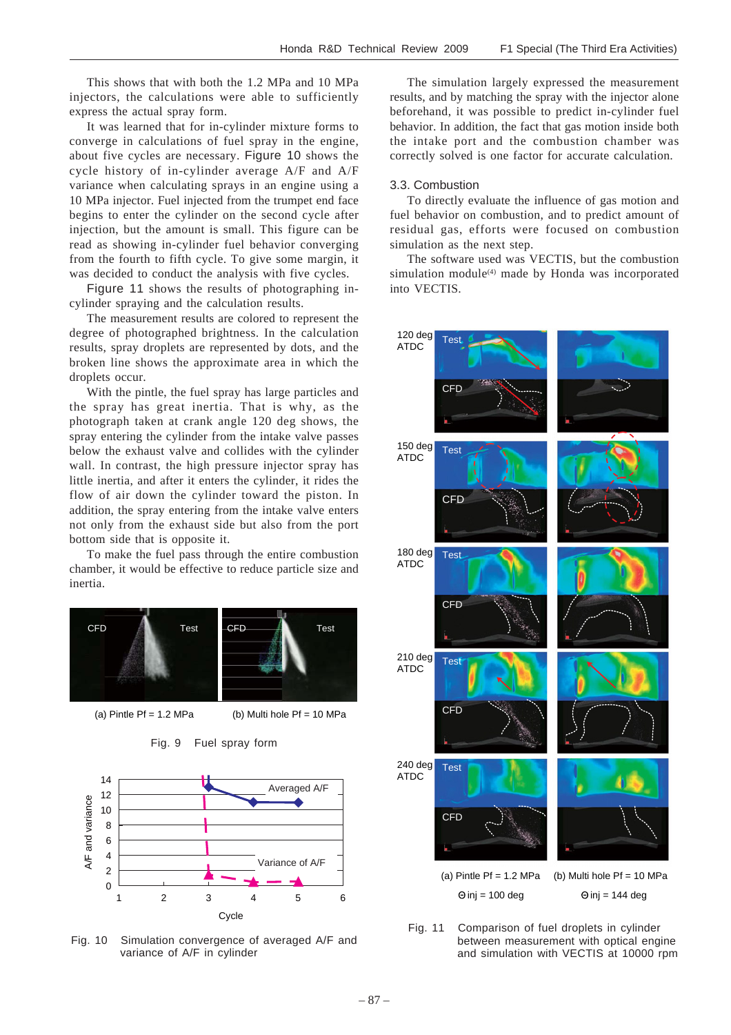This shows that with both the 1.2 MPa and 10 MPa injectors, the calculations were able to sufficiently express the actual spray form.

It was learned that for in-cylinder mixture forms to converge in calculations of fuel spray in the engine, about five cycles are necessary. Figure 10 shows the cycle history of in-cylinder average A/F and A/F variance when calculating sprays in an engine using a 10 MPa injector. Fuel injected from the trumpet end face begins to enter the cylinder on the second cycle after injection, but the amount is small. This figure can be read as showing in-cylinder fuel behavior converging from the fourth to fifth cycle. To give some margin, it was decided to conduct the analysis with five cycles.

Figure 11 shows the results of photographing in-cylinder spraying and the calculation results.

The measurement results are colored to represent the degree of photographed brightness. In the calculation results, spray droplets are represented by dots, and the broken line shows the approximate area in which the droplets occur.

With the pintle, the fuel spray has large particles and the spray has great inertia. That is why, as the photograph taken at crank angle 120 deg shows, the spray entering the cylinder from the intake valve passes below the exhaust valve and collides with the cylinder wall. In contrast, the high pressure injector spray has little inertia, and after it enters the cylinder, it rides the flow of air down the cylinder toward the piston. In addition, the spray entering from the intake valve enters not only from the exhaust side but also from the port bottom side that is opposite it.

To make the fuel pass through the entire combustion chamber, it would be effective to reduce particle size and inertia.

(a) Pintle Pf = 1.2 MPa (b) Multi hole Pf = 10 MPa

Fig. 9 Fuel spray form

Fig. 10 Simulation convergence of averaged A/F and variance of A/F in cylinder

The simulation largely expressed the measurement results, and by matching the spray with the injector alone beforehand, it was possible to predict in-cylinder fuel behavior. In addition, the fact that gas motion inside both the intake port and the combustion chamber was correctly solved is one factor for accurate calculation.

### 3.3. Combustion

To directly evaluate the influence of gas motion and fuel behavior on combustion, and to predict amount of residual gas, efforts were focused on combustion simulation as the next step.

The software used was VECTIS, but the combustion simulation module[4] made by Honda was incorporated into VECTIS.

(a) Pintle Pf = 1.2 MPa, Θinj = 100 deg (b) Multi hole Pf = 10 MPa, Θinj = 144 deg

Fig. 11 Comparison of fuel droplets in cylinder between measurement with optical engine and simulation with VECTIS at 10000 rpm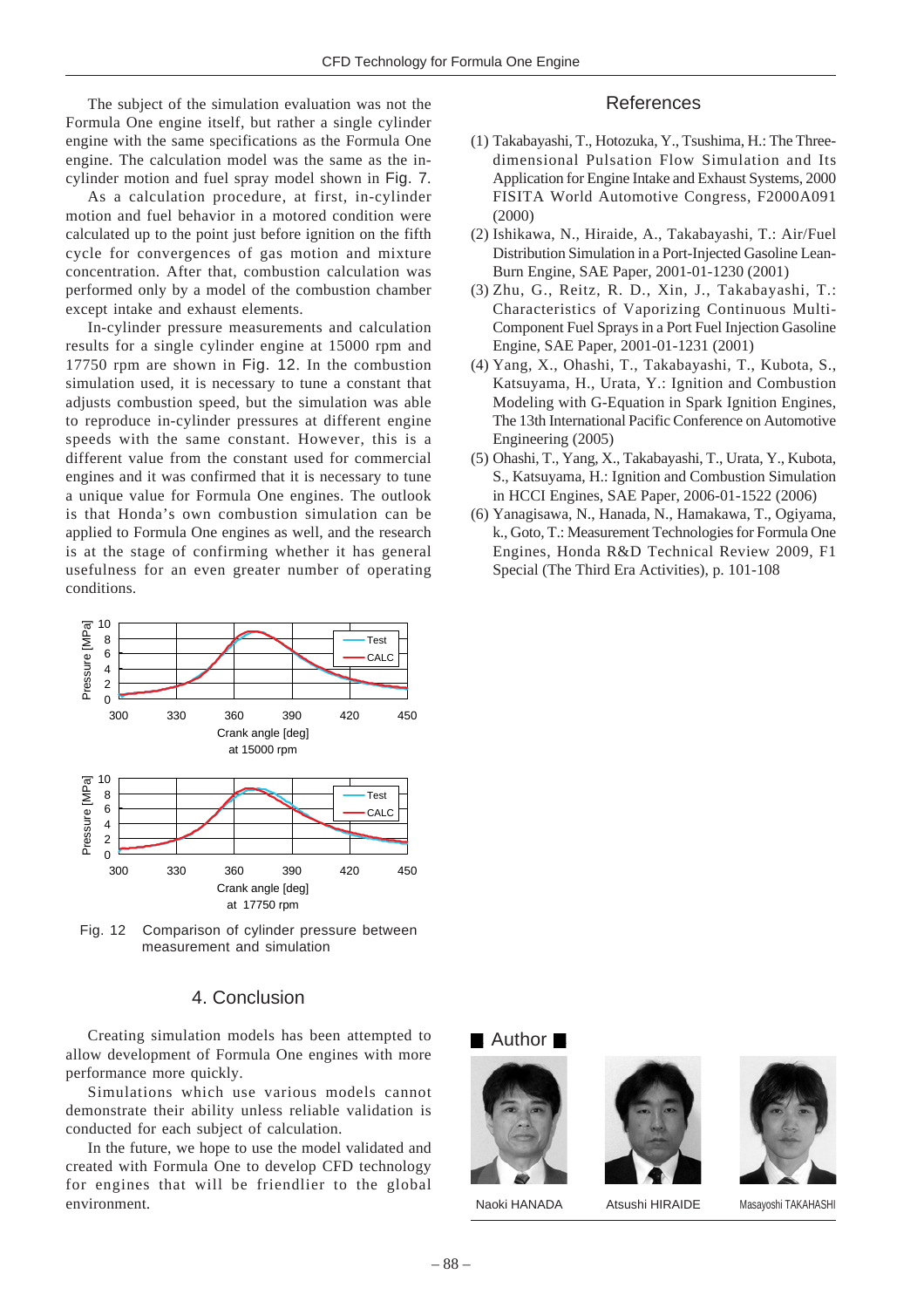The subject of the simulation evaluation was not the Formula One engine itself, but rather a single cylinder engine with the same specifications as the Formula One engine. The calculation model was the same as the in-cylinder motion and fuel spray model shown in Fig. 7.

As a calculation procedure, at first, in-cylinder motion and fuel behavior in a motored condition were calculated up to the point just before ignition on the fifth cycle for convergences of gas motion and mixture concentration. After that, combustion calculation was performed only by a model of the combustion chamber except intake and exhaust elements.

In-cylinder pressure measurements and calculation results for a single cylinder engine at 15000 rpm and 17750 rpm are shown in Fig. 12. In the combustion simulation used, it is necessary to tune a constant that adjusts combustion speed, but the simulation was able to reproduce in-cylinder pressures at different engine speeds with the same constant. However, this is a different value from the constant used for commercial engines and it was confirmed that it is necessary to tune a unique value for Formula One engines. The outlook is that Honda's own combustion simulation can be applied to Formula One engines as well, and the research is at the stage of confirming whether it has general usefulness for an even greater number of operating conditions.

Pressure [MPa]
10
8
6
4
2
0
300 330 360 390 420 450
Crank angle [deg]
at 15000 rpm
Test
CALC

Pressure [MPa]
10
8
6
4
2
0
300 330 360 390 420 450
Crank angle [deg]
at 17750 rpm
Test
CALC

Fig. 12 Comparison of cylinder pressure between measurement and simulation

## 4. Conclusion

Creating simulation models has been attempted to allow development of Formula One engines with more performance more quickly.

Simulations which use various models cannot demonstrate their ability unless reliable validation is conducted for each subject of calculation.

In the future, we hope to use the model validated and created with Formula One to develop CFD technology for engines that will be friendlier to the global environment.

## References

(1) Takabayashi, T., Hotozuka, Y., Tsushima, H.: The Three-dimensional Pulsation Flow Simulation and Its Application for Engine Intake and Exhaust Systems, 2000 FISITA World Automotive Congress, F2000A091 (2000)

(2) Ishikawa, N., Hiraide, A., Takabayashi, T.: Air/Fuel Distribution Simulation in a Port-Injected Gasoline Lean-Burn Engine, SAE Paper, 2001-01-1230 (2001)

(3) Zhu, G., Reitz, R. D., Xin, J., Takabayashi, T.: Characteristics of Vaporizing Continuous Multi-Component Fuel Sprays in a Port Fuel Injection Gasoline Engine, SAE Paper, 2001-01-1231 (2001)

(4) Yang, X., Ohashi, T., Takabayashi, T., Kubota, S., Katsuyama, H., Urata, Y.: Ignition and Combustion Modeling with G-Equation in Spark Ignition Engines, The 13th International Pacific Conference on Automotive Engineering (2005)

(5) Ohashi, T., Yang, X., Takabayashi, T., Urata, Y., Kubota, S., Katsuyama, H.: Ignition and Combustion Simulation in HCCI Engines, SAE Paper, 2006-01-1522 (2006)

(6) Yanagisawa, N., Hanada, N., Hamakawa, T., Ogiyama, k., Goto, T.: Measurement Technologies for Formula One Engines, Honda R&D Technical Review 2009, F1 Special (The Third Era Activities), p. 101-108

## Author

Naoki HANADA

Atsushi HIRAIDE

Masayoshi TAKAHASHI